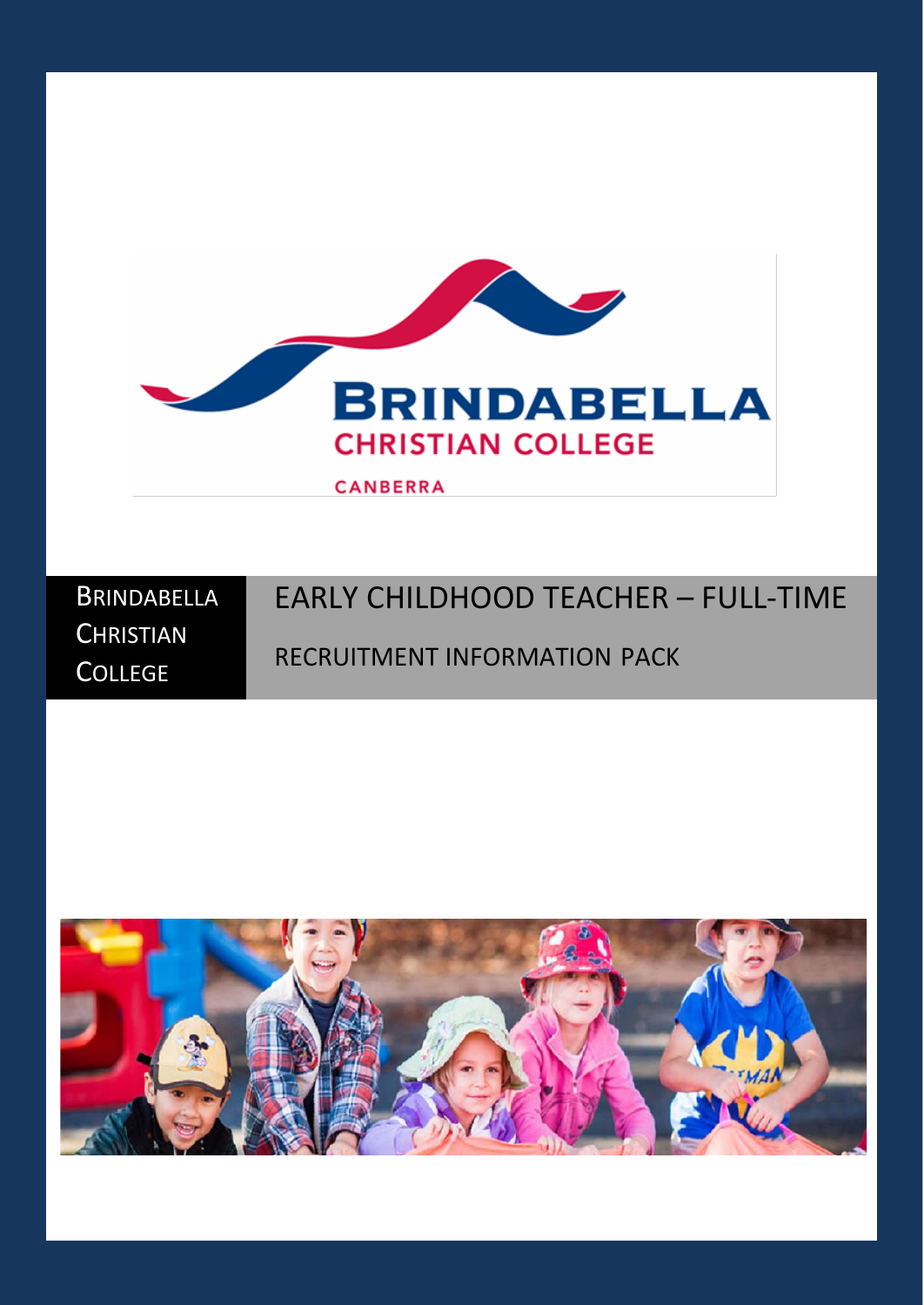BRINDABELLA CHRISTIAN COLLEGE

CANBERRA

BRINDABELLA CHRISTIAN COLLEGE

# EARLY CHILDHOOD TEACHER – FULL-TIME

## RECRUITMENT INFORMATION PACK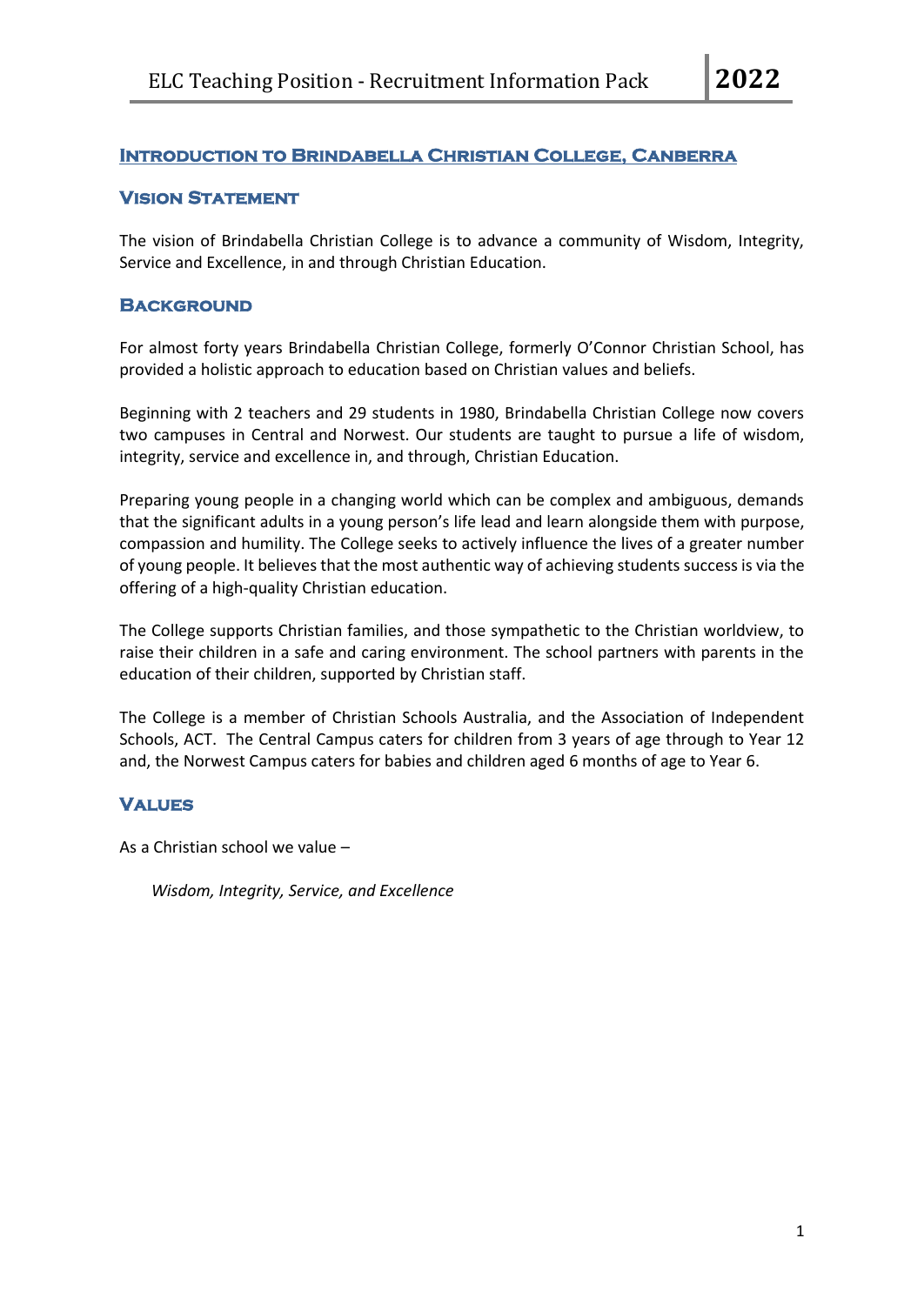## Introduction to Brindabella Christian College, Canberra

### Vision Statement

The vision of Brindabella Christian College is to advance a community of Wisdom, Integrity, Service and Excellence, in and through Christian Education.

### Background

For almost forty years Brindabella Christian College, formerly O'Connor Christian School, has provided a holistic approach to education based on Christian values and beliefs.

Beginning with 2 teachers and 29 students in 1980, Brindabella Christian College now covers two campuses in Central and Norwest. Our students are taught to pursue a life of wisdom, integrity, service and excellence in, and through, Christian Education.

Preparing young people in a changing world which can be complex and ambiguous, demands that the significant adults in a young person's life lead and learn alongside them with purpose, compassion and humility. The College seeks to actively influence the lives of a greater number of young people. It believes that the most authentic way of achieving students success is via the offering of a high-quality Christian education.

The College supports Christian families, and those sympathetic to the Christian worldview, to raise their children in a safe and caring environment. The school partners with parents in the education of their children, supported by Christian staff.

The College is a member of Christian Schools Australia, and the Association of Independent Schools, ACT. The Central Campus caters for children from 3 years of age through to Year 12 and, the Norwest Campus caters for babies and children aged 6 months of age to Year 6.

### Values

As a Christian school we value –

*Wisdom, Integrity, Service, and Excellence*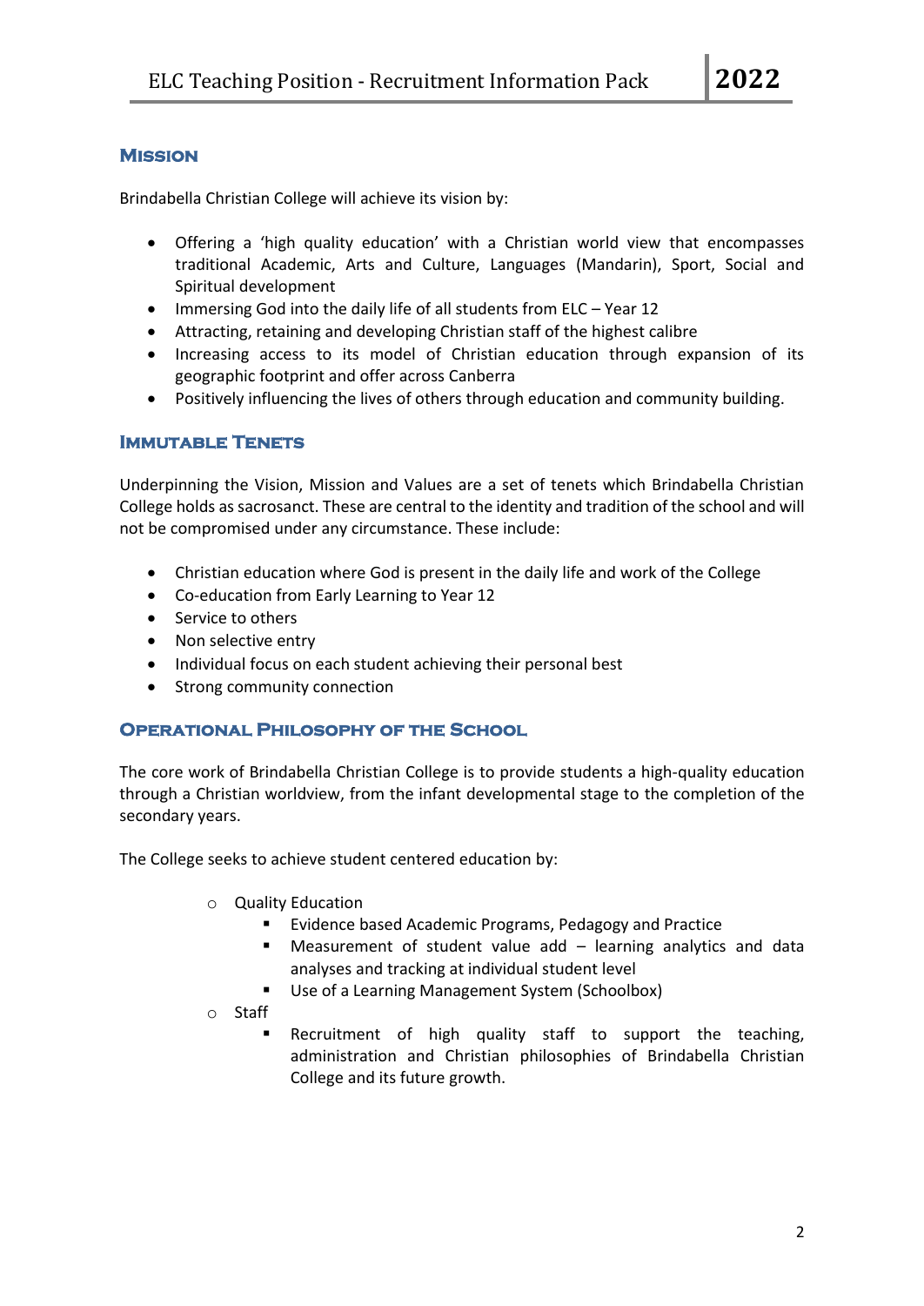## Mission

Brindabella Christian College will achieve its vision by:

- Offering a 'high quality education' with a Christian world view that encompasses traditional Academic, Arts and Culture, Languages (Mandarin), Sport, Social and Spiritual development
- Immersing God into the daily life of all students from ELC – Year 12
- Attracting, retaining and developing Christian staff of the highest calibre
- Increasing access to its model of Christian education through expansion of its geographic footprint and offer across Canberra
- Positively influencing the lives of others through education and community building.

## Immutable Tenets

Underpinning the Vision, Mission and Values are a set of tenets which Brindabella Christian College holds as sacrosanct. These are central to the identity and tradition of the school and will not be compromised under any circumstance. These include:

- Christian education where God is present in the daily life and work of the College
- Co-education from Early Learning to Year 12
- Service to others
- Non selective entry
- Individual focus on each student achieving their personal best
- Strong community connection

## Operational Philosophy of the School

The core work of Brindabella Christian College is to provide students a high-quality education through a Christian worldview, from the infant developmental stage to the completion of the secondary years.

The College seeks to achieve student centered education by:

- Quality Education
  - Evidence based Academic Programs, Pedagogy and Practice
  - Measurement of student value add – learning analytics and data analyses and tracking at individual student level
  - Use of a Learning Management System (Schoolbox)
- Staff
  - Recruitment of high quality staff to support the teaching, administration and Christian philosophies of Brindabella Christian College and its future growth.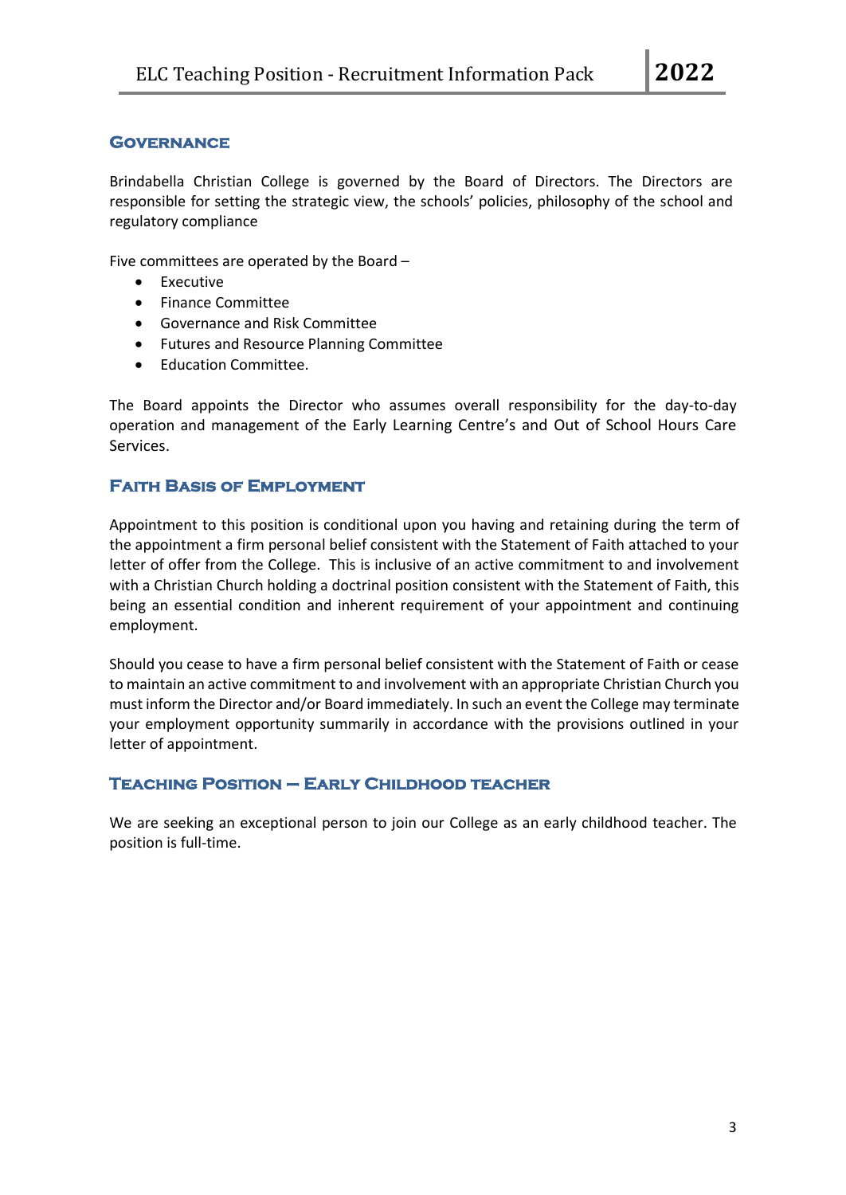## Governance

Brindabella Christian College is governed by the Board of Directors. The Directors are responsible for setting the strategic view, the schools' policies, philosophy of the school and regulatory compliance

Five committees are operated by the Board –

- Executive
- Finance Committee
- Governance and Risk Committee
- Futures and Resource Planning Committee
- Education Committee.

The Board appoints the Director who assumes overall responsibility for the day-to-day operation and management of the Early Learning Centre's and Out of School Hours Care Services.

## Faith Basis of Employment

Appointment to this position is conditional upon you having and retaining during the term of the appointment a firm personal belief consistent with the Statement of Faith attached to your letter of offer from the College. This is inclusive of an active commitment to and involvement with a Christian Church holding a doctrinal position consistent with the Statement of Faith, this being an essential condition and inherent requirement of your appointment and continuing employment.

Should you cease to have a firm personal belief consistent with the Statement of Faith or cease to maintain an active commitment to and involvement with an appropriate Christian Church you must inform the Director and/or Board immediately. In such an event the College may terminate your employment opportunity summarily in accordance with the provisions outlined in your letter of appointment.

## Teaching Position – Early Childhood teacher

We are seeking an exceptional person to join our College as an early childhood teacher. The position is full-time.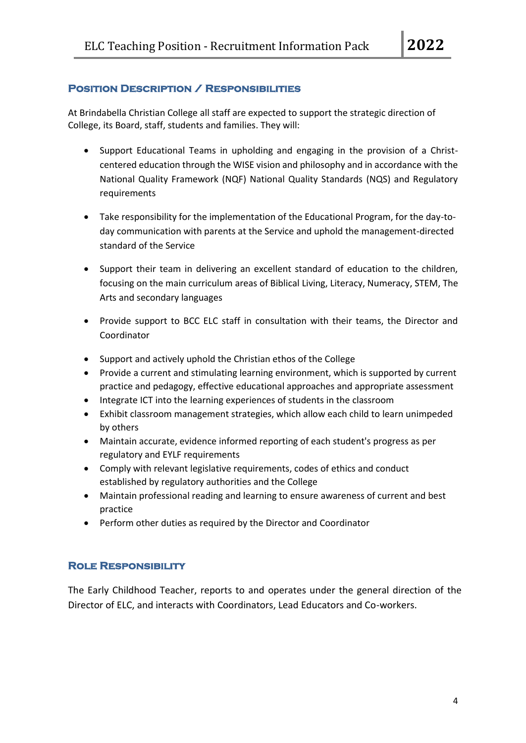## Position Description / Responsibilities

At Brindabella Christian College all staff are expected to support the strategic direction of College, its Board, staff, students and families. They will:

- Support Educational Teams in upholding and engaging in the provision of a Christ-centered education through the WISE vision and philosophy and in accordance with the National Quality Framework (NQF) National Quality Standards (NQS) and Regulatory requirements

- Take responsibility for the implementation of the Educational Program, for the day-to-day communication with parents at the Service and uphold the management-directed standard of the Service

- Support their team in delivering an excellent standard of education to the children, focusing on the main curriculum areas of Biblical Living, Literacy, Numeracy, STEM, The Arts and secondary languages

- Provide support to BCC ELC staff in consultation with their teams, the Director and Coordinator

- Support and actively uphold the Christian ethos of the College
- Provide a current and stimulating learning environment, which is supported by current practice and pedagogy, effective educational approaches and appropriate assessment
- Integrate ICT into the learning experiences of students in the classroom
- Exhibit classroom management strategies, which allow each child to learn unimpeded by others
- Maintain accurate, evidence informed reporting of each student's progress as per regulatory and EYLF requirements
- Comply with relevant legislative requirements, codes of ethics and conduct established by regulatory authorities and the College
- Maintain professional reading and learning to ensure awareness of current and best practice
- Perform other duties as required by the Director and Coordinator

## Role Responsibility

The Early Childhood Teacher, reports to and operates under the general direction of the Director of ELC, and interacts with Coordinators, Lead Educators and Co-workers.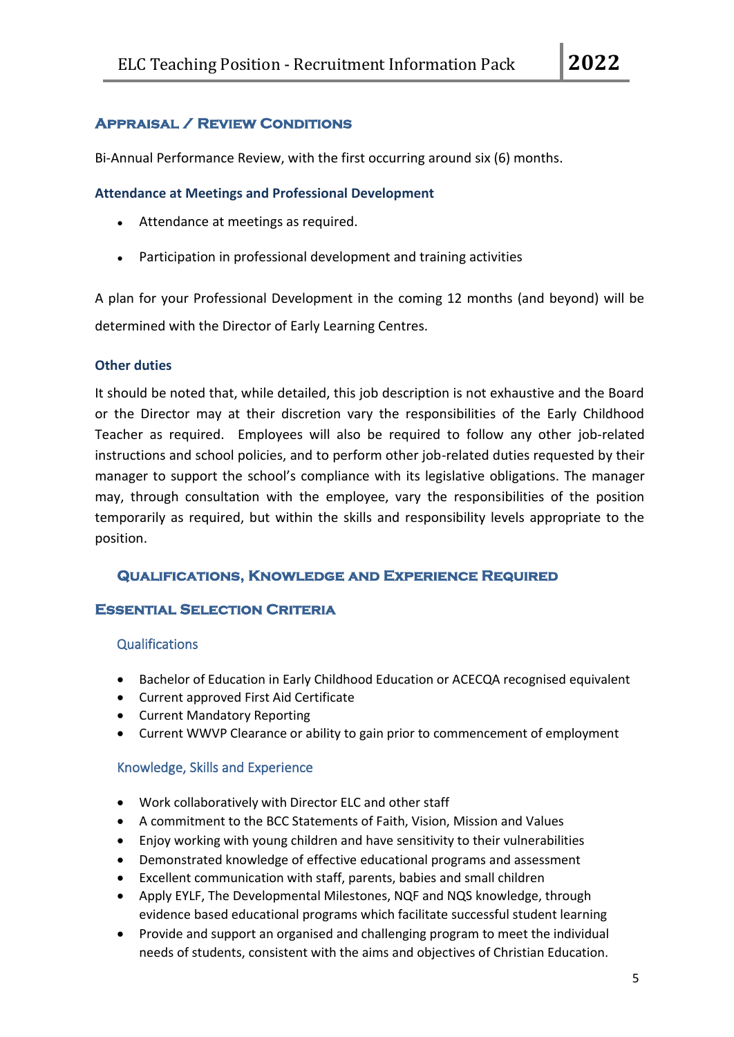## Appraisal / Review Conditions

Bi-Annual Performance Review, with the first occurring around six (6) months.

### Attendance at Meetings and Professional Development

- Attendance at meetings as required.
- Participation in professional development and training activities

A plan for your Professional Development in the coming 12 months (and beyond) will be determined with the Director of Early Learning Centres.

### Other duties

It should be noted that, while detailed, this job description is not exhaustive and the Board or the Director may at their discretion vary the responsibilities of the Early Childhood Teacher as required. Employees will also be required to follow any other job-related instructions and school policies, and to perform other job-related duties requested by their manager to support the school's compliance with its legislative obligations. The manager may, through consultation with the employee, vary the responsibilities of the position temporarily as required, but within the skills and responsibility levels appropriate to the position.

## Qualifications, Knowledge and Experience Required

## Essential Selection Criteria

### Qualifications

- Bachelor of Education in Early Childhood Education or ACECQA recognised equivalent
- Current approved First Aid Certificate
- Current Mandatory Reporting
- Current WWVP Clearance or ability to gain prior to commencement of employment

### Knowledge, Skills and Experience

- Work collaboratively with Director ELC and other staff
- A commitment to the BCC Statements of Faith, Vision, Mission and Values
- Enjoy working with young children and have sensitivity to their vulnerabilities
- Demonstrated knowledge of effective educational programs and assessment
- Excellent communication with staff, parents, babies and small children
- Apply EYLF, The Developmental Milestones, NQF and NQS knowledge, through evidence based educational programs which facilitate successful student learning
- Provide and support an organised and challenging program to meet the individual needs of students, consistent with the aims and objectives of Christian Education.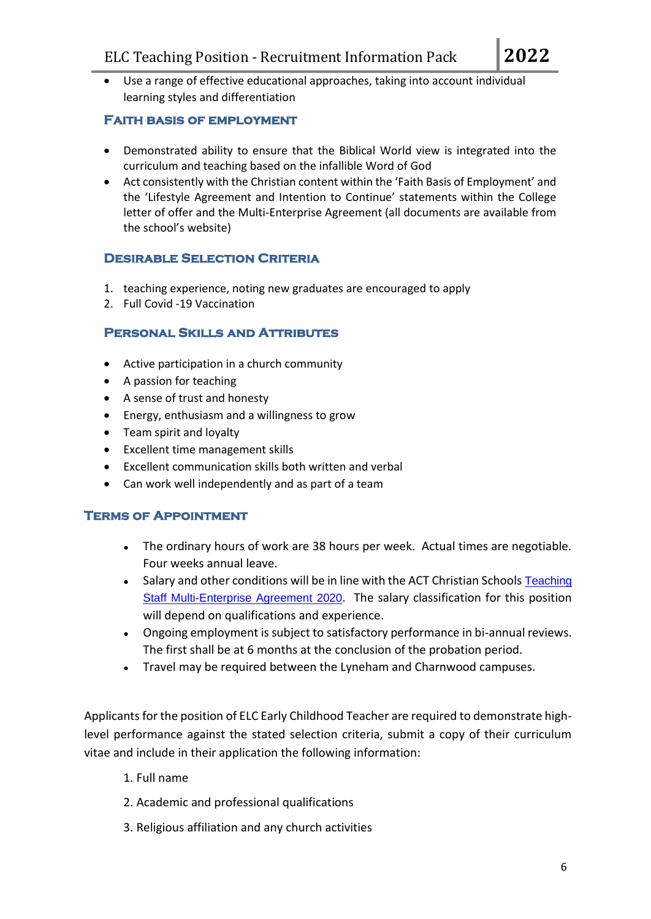- Use a range of effective educational approaches, taking into account individual learning styles and differentiation

## Faith Basis of Employment

- Demonstrated ability to ensure that the Biblical World view is integrated into the curriculum and teaching based on the infallible Word of God
- Act consistently with the Christian content within the 'Faith Basis of Employment' and the 'Lifestyle Agreement and Intention to Continue' statements within the College letter of offer and the Multi-Enterprise Agreement (all documents are available from the school's website)

## Desirable Selection Criteria

1. teaching experience, noting new graduates are encouraged to apply
2. Full Covid -19 Vaccination

## Personal Skills and Attributes

- Active participation in a church community
- A passion for teaching
- A sense of trust and honesty
- Energy, enthusiasm and a willingness to grow
- Team spirit and loyalty
- Excellent time management skills
- Excellent communication skills both written and verbal
- Can work well independently and as part of a team

## Terms of Appointment

- The ordinary hours of work are 38 hours per week. Actual times are negotiable. Four weeks annual leave.
- Salary and other conditions will be in line with the ACT Christian Schools Teaching Staff Multi-Enterprise Agreement 2020. The salary classification for this position will depend on qualifications and experience.
- Ongoing employment is subject to satisfactory performance in bi-annual reviews. The first shall be at 6 months at the conclusion of the probation period.
- Travel may be required between the Lyneham and Charnwood campuses.

Applicants for the position of ELC Early Childhood Teacher are required to demonstrate high-level performance against the stated selection criteria, submit a copy of their curriculum vitae and include in their application the following information:

1. Full name
2. Academic and professional qualifications
3. Religious affiliation and any church activities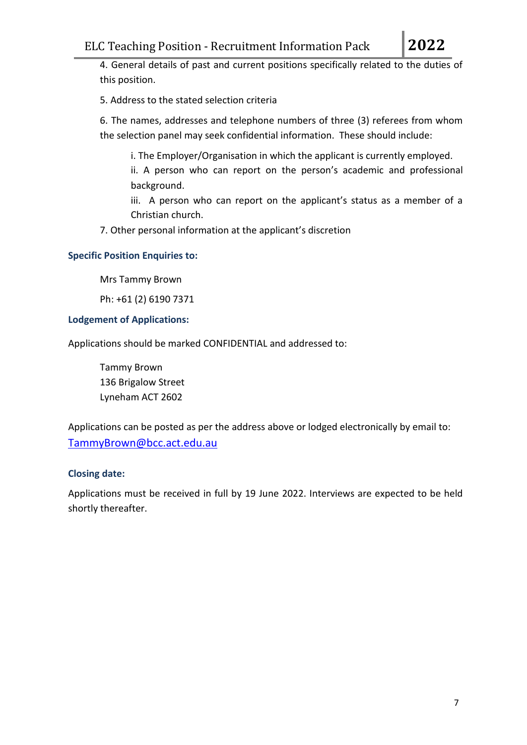4. General details of past and current positions specifically related to the duties of this position.

5. Address to the stated selection criteria

6. The names, addresses and telephone numbers of three (3) referees from whom the selection panel may seek confidential information. These should include:

   i. The Employer/Organisation in which the applicant is currently employed.
   ii. A person who can report on the person's academic and professional background.
   iii. A person who can report on the applicant's status as a member of a Christian church.

7. Other personal information at the applicant's discretion

### Specific Position Enquiries to:

Mrs Tammy Brown

Ph: +61 (2) 6190 7371

### Lodgement of Applications:

Applications should be marked CONFIDENTIAL and addressed to:

Tammy Brown
136 Brigalow Street
Lyneham ACT 2602

Applications can be posted as per the address above or lodged electronically by email to: TammyBrown@bcc.act.edu.au

### Closing date:

Applications must be received in full by 19 June 2022. Interviews are expected to be held shortly thereafter.